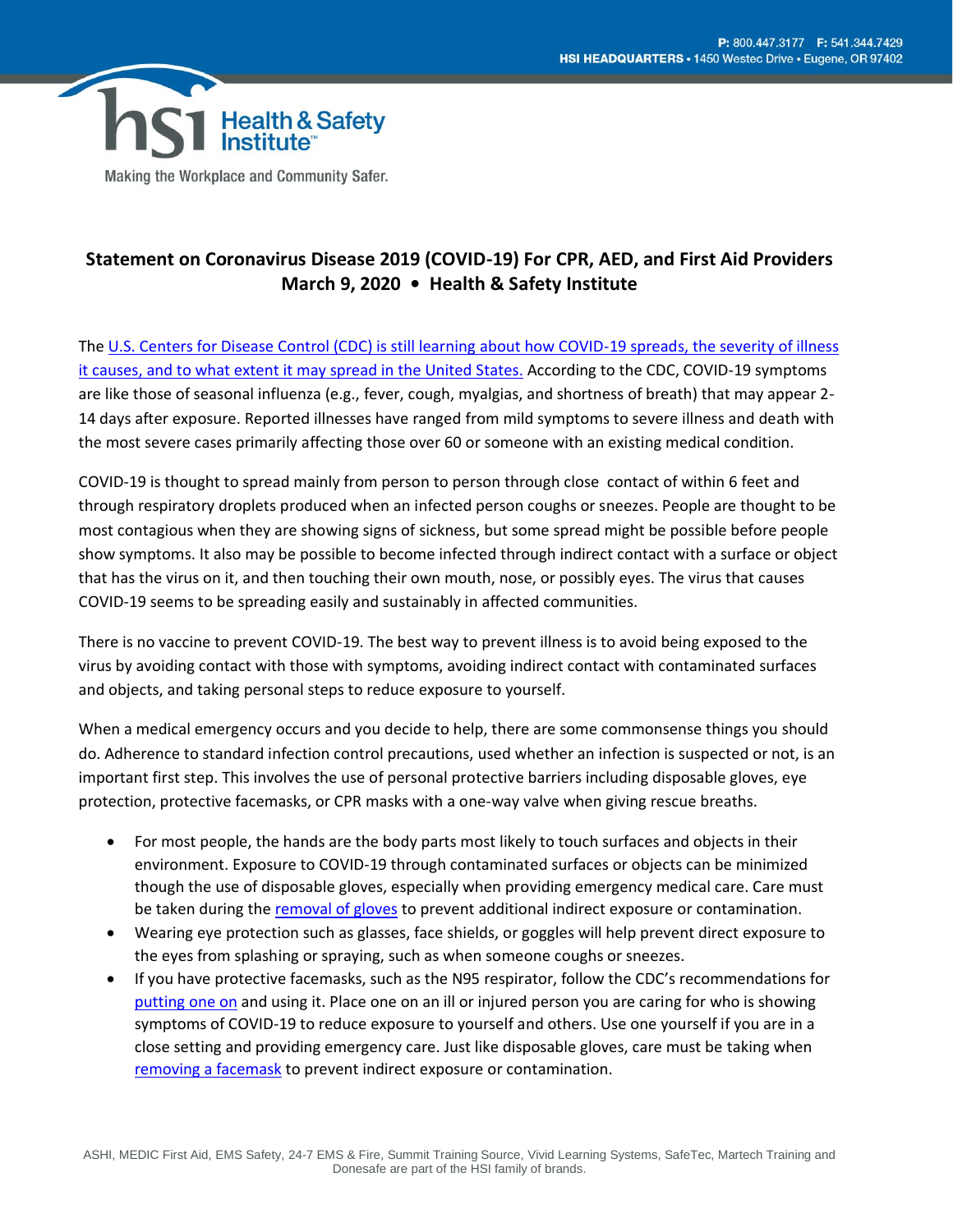# Statement on Coronavirus Disease 2019 (COVID-19) For CPR, AED, and First Aid Providers

**March 9, 2020 • Health & Safety Institute**

The U.S. Centers for Disease Control (CDC) is still learning about how COVID-19 spreads, the severity of illness it causes, and to what extent it may spread in the United States. According to the CDC, COVID-19 symptoms are like those of seasonal influenza (e.g., fever, cough, myalgias, and shortness of breath) that may appear 2-14 days after exposure. Reported illnesses have ranged from mild symptoms to severe illness and death with the most severe cases primarily affecting those over 60 or someone with an existing medical condition.

COVID-19 is thought to spread mainly from person to person through close contact of within 6 feet and through respiratory droplets produced when an infected person coughs or sneezes. People are thought to be most contagious when they are showing signs of sickness, but some spread might be possible before people show symptoms. It also may be possible to become infected through indirect contact with a surface or object that has the virus on it, and then touching their own mouth, nose, or possibly eyes. The virus that causes COVID-19 seems to be spreading easily and sustainably in affected communities.

There is no vaccine to prevent COVID-19. The best way to prevent illness is to avoid being exposed to the virus by avoiding contact with those with symptoms, avoiding indirect contact with contaminated surfaces and objects, and taking personal steps to reduce exposure to yourself.

When a medical emergency occurs and you decide to help, there are some commonsense things you should do. Adherence to standard infection control precautions, used whether an infection is suspected or not, is an important first step. This involves the use of personal protective barriers including disposable gloves, eye protection, protective facemasks, or CPR masks with a one-way valve when giving rescue breaths.

- For most people, the hands are the body parts most likely to touch surfaces and objects in their environment. Exposure to COVID-19 through contaminated surfaces or objects can be minimized though the use of disposable gloves, especially when providing emergency medical care. Care must be taken during the removal of gloves to prevent additional indirect exposure or contamination.
- Wearing eye protection such as glasses, face shields, or goggles will help prevent direct exposure to the eyes from splashing or spraying, such as when someone coughs or sneezes.
- If you have protective facemasks, such as the N95 respirator, follow the CDC's recommendations for putting one on and using it. Place one on an ill or injured person you are caring for who is showing symptoms of COVID-19 to reduce exposure to yourself and others. Use one yourself if you are in a close setting and providing emergency care. Just like disposable gloves, care must be taking when removing a facemask to prevent indirect exposure or contamination.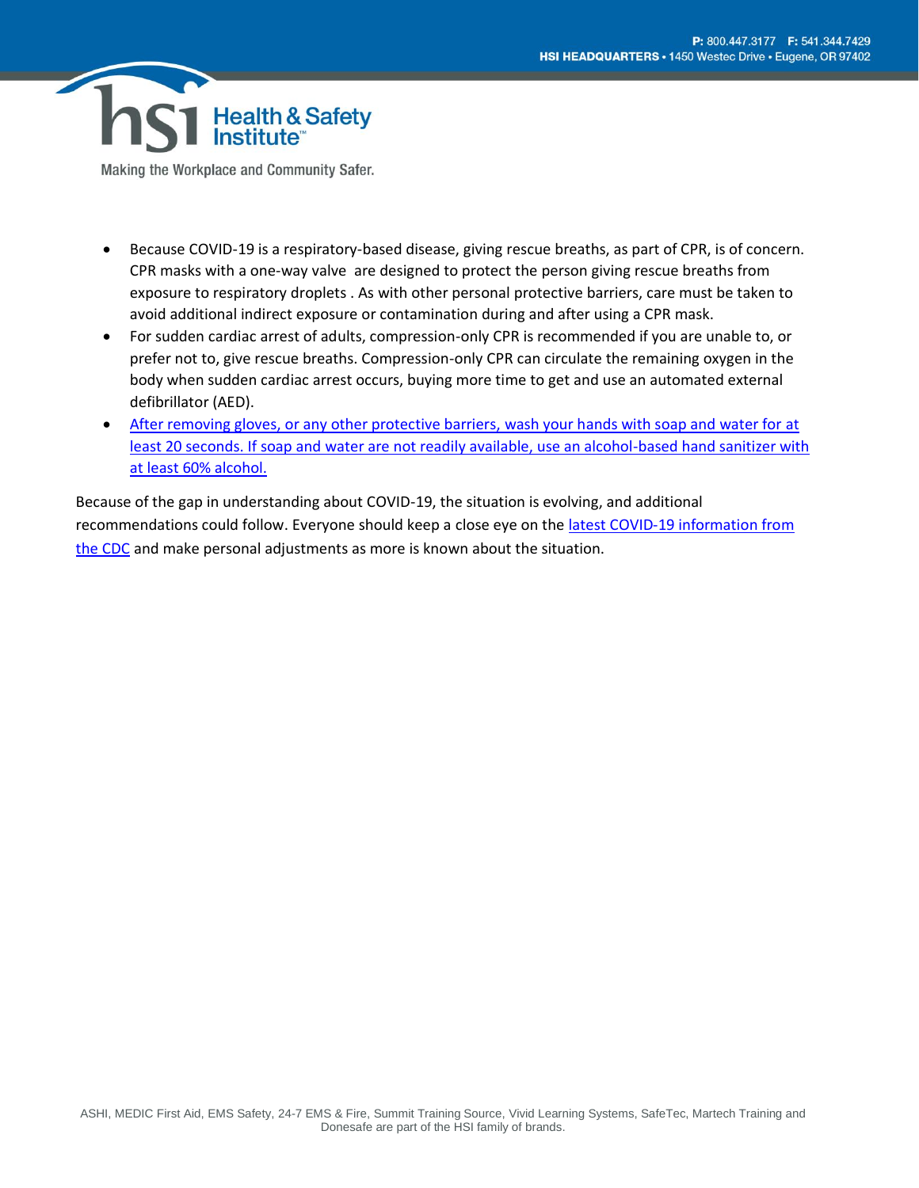- Because COVID-19 is a respiratory-based disease, giving rescue breaths, as part of CPR, is of concern. CPR masks with a one-way valve are designed to protect the person giving rescue breaths from exposure to respiratory droplets . As with other personal protective barriers, care must be taken to avoid additional indirect exposure or contamination during and after using a CPR mask.
- For sudden cardiac arrest of adults, compression-only CPR is recommended if you are unable to, or prefer not to, give rescue breaths. Compression-only CPR can circulate the remaining oxygen in the body when sudden cardiac arrest occurs, buying more time to get and use an automated external defibrillator (AED).
- After removing gloves, or any other protective barriers, wash your hands with soap and water for at least 20 seconds. If soap and water are not readily available, use an alcohol-based hand sanitizer with at least 60% alcohol.

Because of the gap in understanding about COVID-19, the situation is evolving, and additional recommendations could follow. Everyone should keep a close eye on the latest COVID-19 information from the CDC and make personal adjustments as more is known about the situation.